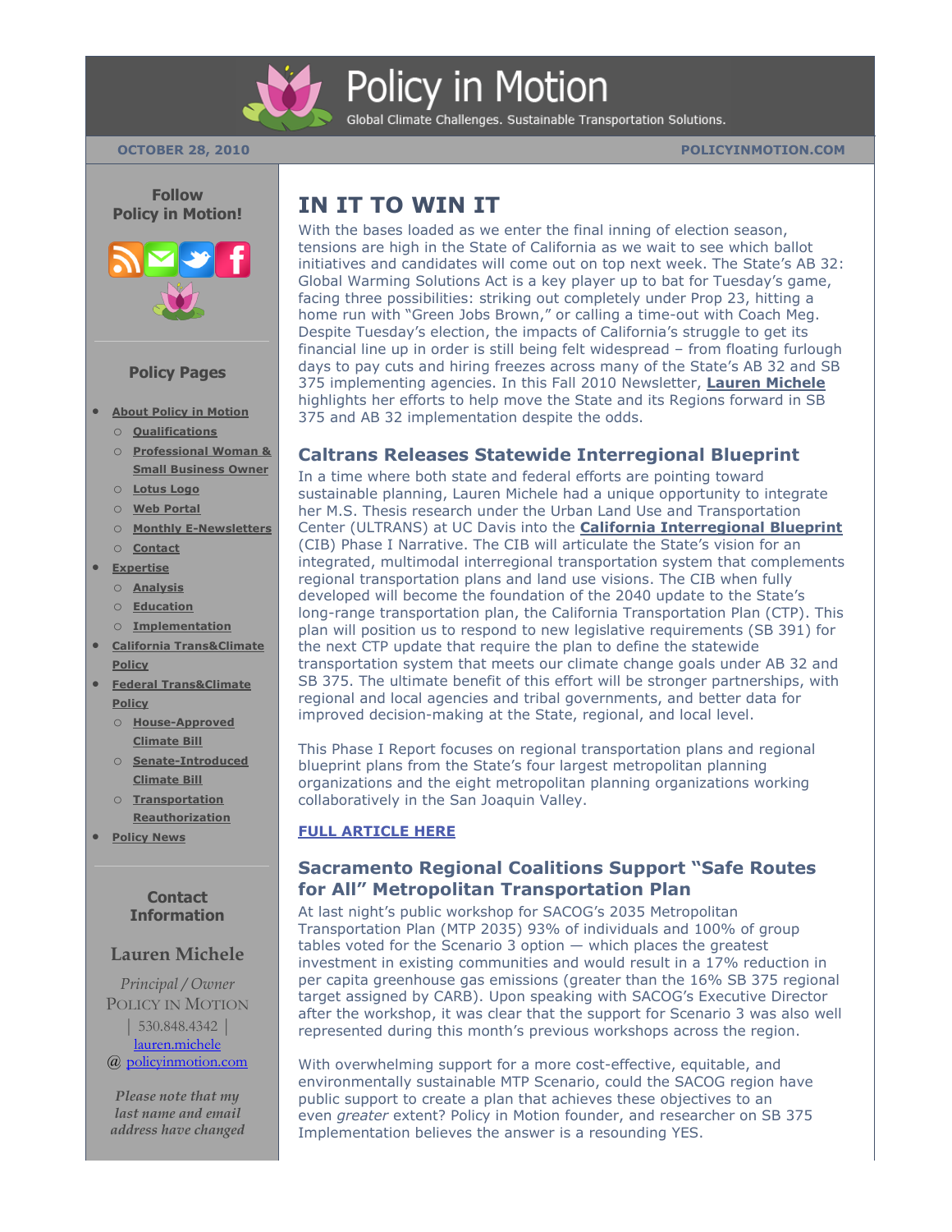# Policy in Motion

Global Climate Challenges. Sustainable Transportation Solutions.

OCTOBER 28, 2010 POLICYINMOTION.COM

**Follow Policy in Motion!**

**Policy Pages**

- About Policy in Motion
  - Qualifications
  - Professional Woman & Small Business Owner
  - Lotus Logo
  - Web Portal
  - Monthly E-Newsletters
  - Contact
- Expertise
  - Analysis
  - Education
  - Implementation
- California Trans&Climate Policy
- Federal Trans&Climate Policy
  - House-Approved Climate Bill
  - Senate-Introduced Climate Bill
  - Transportation Reauthorization
- Policy News

**Contact Information**

**Lauren Michele**

*Principal / Owner*
POLICY IN MOTION
| 530.848.4342 |
lauren.michele
@ policyinmotion.com

*Please note that my last name and email address have changed*

# IN IT TO WIN IT

With the bases loaded as we enter the final inning of election season, tensions are high in the State of California as we wait to see which ballot initiatives and candidates will come out on top next week. The State's AB 32: Global Warming Solutions Act is a key player up to bat for Tuesday's game, facing three possibilities: striking out completely under Prop 23, hitting a home run with "Green Jobs Brown," or calling a time-out with Coach Meg. Despite Tuesday's election, the impacts of California's struggle to get its financial line up in order is still being felt widespread – from floating furlough days to pay cuts and hiring freezes across many of the State's AB 32 and SB 375 implementing agencies. In this Fall 2010 Newsletter, **Lauren Michele** highlights her efforts to help move the State and its Regions forward in SB 375 and AB 32 implementation despite the odds.

## Caltrans Releases Statewide Interregional Blueprint

In a time where both state and federal efforts are pointing toward sustainable planning, Lauren Michele had a unique opportunity to integrate her M.S. Thesis research under the Urban Land Use and Transportation Center (ULTRANS) at UC Davis into the **California Interregional Blueprint** (CIB) Phase I Narrative. The CIB will articulate the State's vision for an integrated, multimodal interregional transportation system that complements regional transportation plans and land use visions. The CIB when fully developed will become the foundation of the 2040 update to the State's long-range transportation plan, the California Transportation Plan (CTP). This plan will position us to respond to new legislative requirements (SB 391) for the next CTP update that require the plan to define the statewide transportation system that meets our climate change goals under AB 32 and SB 375. The ultimate benefit of this effort will be stronger partnerships, with regional and local agencies and tribal governments, and better data for improved decision-making at the State, regional, and local level.

This Phase I Report focuses on regional transportation plans and regional blueprint plans from the State's four largest metropolitan planning organizations and the eight metropolitan planning organizations working collaboratively in the San Joaquin Valley.

**FULL ARTICLE HERE**

## Sacramento Regional Coalitions Support "Safe Routes for All" Metropolitan Transportation Plan

At last night's public workshop for SACOG's 2035 Metropolitan Transportation Plan (MTP 2035) 93% of individuals and 100% of group tables voted for the Scenario 3 option — which places the greatest investment in existing communities and would result in a 17% reduction in per capita greenhouse gas emissions (greater than the 16% SB 375 regional target assigned by CARB). Upon speaking with SACOG's Executive Director after the workshop, it was clear that the support for Scenario 3 was also well represented during this month's previous workshops across the region.

With overwhelming support for a more cost-effective, equitable, and environmentally sustainable MTP Scenario, could the SACOG region have public support to create a plan that achieves these objectives to an even *greater* extent? Policy in Motion founder, and researcher on SB 375 Implementation believes the answer is a resounding YES.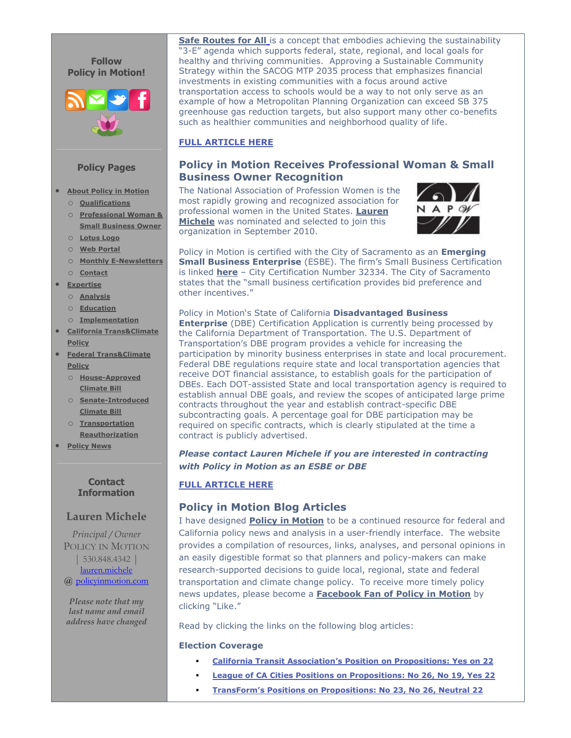**Safe Routes for All** is a concept that embodies achieving the sustainability "3-E" agenda which supports federal, state, regional, and local goals for healthy and thriving communities. Approving a Sustainable Community Strategy within the SACOG MTP 2035 process that emphasizes financial investments in existing communities with a focus around active transportation access to schools would be a way to not only serve as an example of how a Metropolitan Planning Organization can exceed SB 375 greenhouse gas reduction targets, but also support many other co-benefits such as healthier communities and neighborhood quality of life.

**FULL ARTICLE HERE**

## Policy in Motion Receives Professional Woman & Small Business Owner Recognition

The National Association of Profession Women is the most rapidly growing and recognized association for professional women in the United States. **Lauren Michele** was nominated and selected to join this organization in September 2010.

Policy in Motion is certified with the City of Sacramento as an **Emerging Small Business Enterprise** (ESBE). The firm's Small Business Certification is linked **here** – City Certification Number 32334. The City of Sacramento states that the "small business certification provides bid preference and other incentives."

Policy in Motion's State of California **Disadvantaged Business Enterprise** (DBE) Certification Application is currently being processed by the California Department of Transportation. The U.S. Department of Transportation's DBE program provides a vehicle for increasing the participation by minority business enterprises in state and local procurement. Federal DBE regulations require state and local transportation agencies that receive DOT financial assistance, to establish goals for the participation of DBEs. Each DOT-assisted State and local transportation agency is required to establish annual DBE goals, and review the scopes of anticipated large prime contracts throughout the year and establish contract-specific DBE subcontracting goals. A percentage goal for DBE participation may be required on specific contracts, which is clearly stipulated at the time a contract is publicly advertised.

***Please contact Lauren Michele if you are interested in contracting with Policy in Motion as an ESBE or DBE***

**FULL ARTICLE HERE**

## Policy in Motion Blog Articles

I have designed **Policy in Motion** to be a continued resource for federal and California policy news and analysis in a user-friendly interface. The website provides a compilation of resources, links, analyses, and personal opinions in an easily digestible format so that planners and policy-makers can make research-supported decisions to guide local, regional, state and federal transportation and climate change policy. To receive more timely policy news updates, please become a **Facebook Fan of Policy in Motion** by clicking "Like."

Read by clicking the links on the following blog articles:

**Election Coverage**

- **California Transit Association's Position on Propositions: Yes on 22**
- **League of CA Cities Positions on Propositions: No 26, No 19, Yes 22**
- **TransForm's Positions on Propositions: No 23, No 26, Neutral 22**

### Follow Policy in Motion!

### Policy Pages

- **About Policy in Motion**
  - **Qualifications**
  - **Professional Woman & Small Business Owner**
  - **Lotus Logo**
  - **Web Portal**
  - **Monthly E-Newsletters**
  - **Contact**
- **Expertise**
  - **Analysis**
  - **Education**
  - **Implementation**
- **California Trans&Climate Policy**
- **Federal Trans&Climate Policy**
  - **House-Approved Climate Bill**
  - **Senate-Introduced Climate Bill**
  - **Transportation Reauthorization**
- **Policy News**

### Contact Information

**Lauren Michele**

*Principal / Owner*
POLICY IN MOTION
| 530.848.4342 |
lauren.michele
@ policyinmotion.com

*Please note that my last name and email address have changed*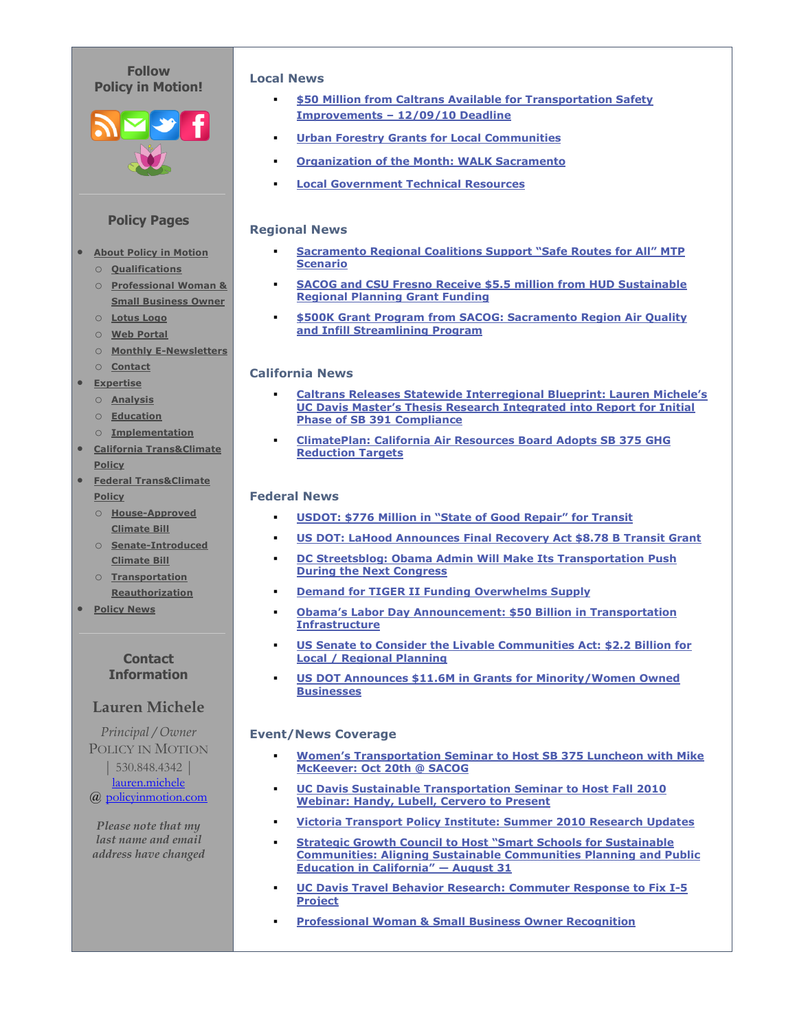## Follow Policy in Motion!

## Policy Pages

- About Policy in Motion
  - Qualifications
  - Professional Woman & Small Business Owner
  - Lotus Logo
  - Web Portal
  - Monthly E-Newsletters
  - Contact
- Expertise
  - Analysis
  - Education
  - Implementation
- California Trans&Climate Policy
- Federal Trans&Climate Policy
  - House-Approved Climate Bill
  - Senate-Introduced Climate Bill
  - Transportation Reauthorization
- Policy News

## Contact Information

**Lauren Michele**

*Principal / Owner*
POLICY IN MOTION
| 530.848.4342 |
lauren.michele
@ policyinmotion.com

*Please note that my last name and email address have changed*

## Local News

- $50 Million from Caltrans Available for Transportation Safety Improvements – 12/09/10 Deadline
- Urban Forestry Grants for Local Communities
- Organization of the Month: WALK Sacramento
- Local Government Technical Resources

## Regional News

- Sacramento Regional Coalitions Support "Safe Routes for All" MTP Scenario
- SACOG and CSU Fresno Receive $5.5 million from HUD Sustainable Regional Planning Grant Funding
- $500K Grant Program from SACOG: Sacramento Region Air Quality and Infill Streamlining Program

## California News

- Caltrans Releases Statewide Interregional Blueprint: Lauren Michele's UC Davis Master's Thesis Research Integrated into Report for Initial Phase of SB 391 Compliance
- ClimatePlan: California Air Resources Board Adopts SB 375 GHG Reduction Targets

## Federal News

- USDOT: $776 Million in "State of Good Repair" for Transit
- US DOT: LaHood Announces Final Recovery Act $8.78 B Transit Grant
- DC Streetsblog: Obama Admin Will Make Its Transportation Push During the Next Congress
- Demand for TIGER II Funding Overwhelms Supply
- Obama's Labor Day Announcement: $50 Billion in Transportation Infrastructure
- US Senate to Consider the Livable Communities Act: $2.2 Billion for Local / Regional Planning
- US DOT Announces $11.6M in Grants for Minority/Women Owned Businesses

## Event/News Coverage

- Women's Transportation Seminar to Host SB 375 Luncheon with Mike McKeever: Oct 20th @ SACOG
- UC Davis Sustainable Transportation Seminar to Host Fall 2010 Webinar: Handy, Lubell, Cervero to Present
- Victoria Transport Policy Institute: Summer 2010 Research Updates
- Strategic Growth Council to Host "Smart Schools for Sustainable Communities: Aligning Sustainable Communities Planning and Public Education in California" — August 31
- UC Davis Travel Behavior Research: Commuter Response to Fix I-5 Project
- Professional Woman & Small Business Owner Recognition